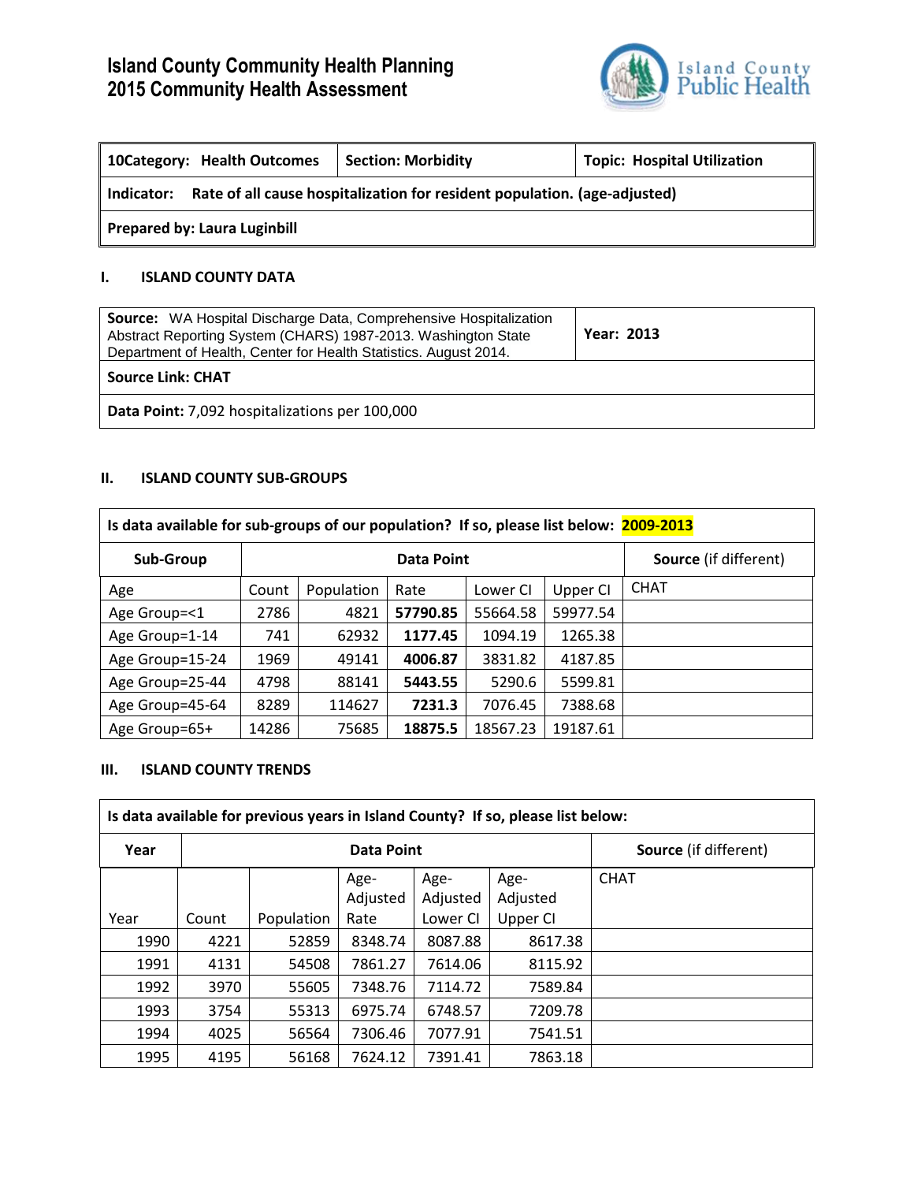# Island County Community Health Planning
# 2015 Community Health Assessment

Island County Public Health

| 10Category: Health Outcomes | Section: Morbidity | Topic: Hospital Utilization |
|---|---|---|
| **Indicator:** Rate of all cause hospitalization for resident population. (age-adjusted) | | |
| **Prepared by:** Laura Luginbill | | |

## I. ISLAND COUNTY DATA

| **Source:** WA Hospital Discharge Data, Comprehensive Hospitalization Abstract Reporting System (CHARS) 1987-2013. Washington State Department of Health, Center for Health Statistics. August 2014. | **Year: 2013** |
|---|---|
| **Source Link: CHAT** | |
| **Data Point:** 7,092 hospitalizations per 100,000 | |

## II. ISLAND COUNTY SUB-GROUPS

**Is data available for sub-groups of our population? If so, please list below: 2009-2013**

| Sub-Group | Data Point | | | | | Source (if different) |
|---|---|---|---|---|---|---|
| Age | Count | Population | Rate | Lower CI | Upper CI | CHAT |
| Age Group=<1 | 2786 | 4821 | **57790.85** | 55664.58 | 59977.54 | |
| Age Group=1-14 | 741 | 62932 | **1177.45** | 1094.19 | 1265.38 | |
| Age Group=15-24 | 1969 | 49141 | **4006.87** | 3831.82 | 4187.85 | |
| Age Group=25-44 | 4798 | 88141 | **5443.55** | 5290.6 | 5599.81 | |
| Age Group=45-64 | 8289 | 114627 | **7231.3** | 7076.45 | 7388.68 | |
| Age Group=65+ | 14286 | 75685 | **18875.5** | 18567.23 | 19187.61 | |

## III. ISLAND COUNTY TRENDS

**Is data available for previous years in Island County? If so, please list below:**

| Year | Data Point | | | | | Source (if different) |
|---|---|---|---|---|---|---|
| Year | Count | Population | Age-Adjusted Rate | Age-Adjusted Lower CI | Age-Adjusted Upper CI | CHAT |
| 1990 | 4221 | 52859 | 8348.74 | 8087.88 | 8617.38 | |
| 1991 | 4131 | 54508 | 7861.27 | 7614.06 | 8115.92 | |
| 1992 | 3970 | 55605 | 7348.76 | 7114.72 | 7589.84 | |
| 1993 | 3754 | 55313 | 6975.74 | 6748.57 | 7209.78 | |
| 1994 | 4025 | 56564 | 7306.46 | 7077.91 | 7541.51 | |
| 1995 | 4195 | 56168 | 7624.12 | 7391.41 | 7863.18 | |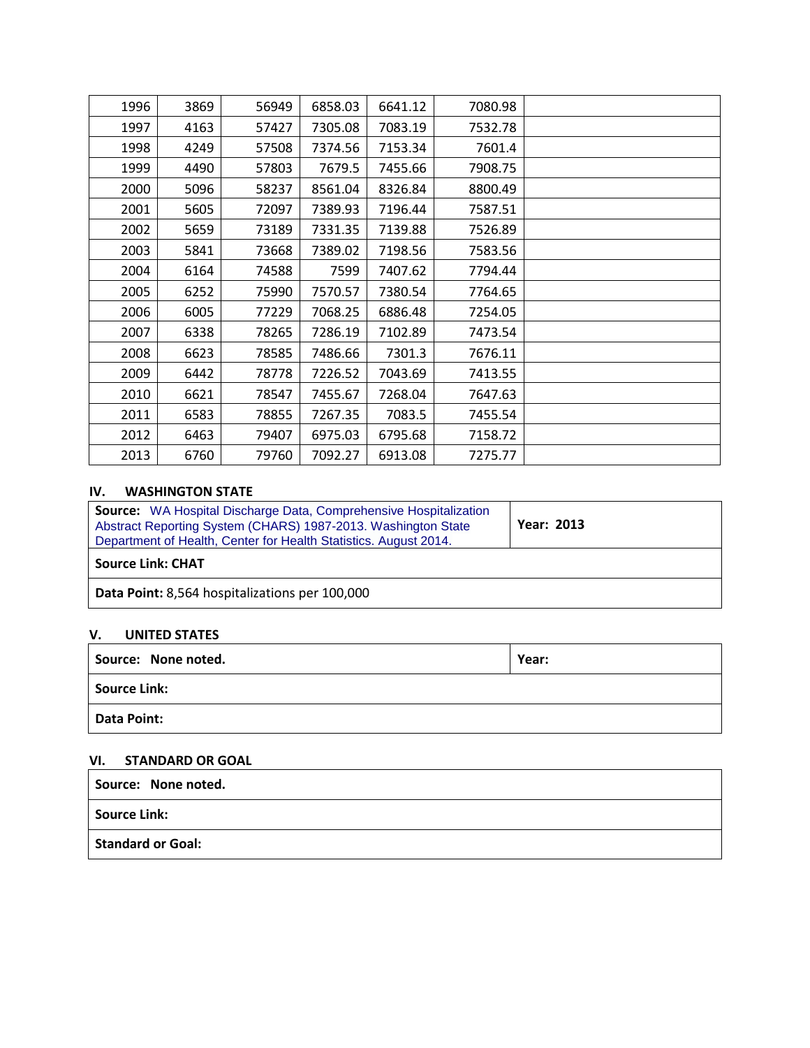| | | | | | | |
|---|---|---|---|---|---|---|
| 1996 | 3869 | 56949 | 6858.03 | 6641.12 | 7080.98 | |
| 1997 | 4163 | 57427 | 7305.08 | 7083.19 | 7532.78 | |
| 1998 | 4249 | 57508 | 7374.56 | 7153.34 | 7601.4 | |
| 1999 | 4490 | 57803 | 7679.5 | 7455.66 | 7908.75 | |
| 2000 | 5096 | 58237 | 8561.04 | 8326.84 | 8800.49 | |
| 2001 | 5605 | 72097 | 7389.93 | 7196.44 | 7587.51 | |
| 2002 | 5659 | 73189 | 7331.35 | 7139.88 | 7526.89 | |
| 2003 | 5841 | 73668 | 7389.02 | 7198.56 | 7583.56 | |
| 2004 | 6164 | 74588 | 7599 | 7407.62 | 7794.44 | |
| 2005 | 6252 | 75990 | 7570.57 | 7380.54 | 7764.65 | |
| 2006 | 6005 | 77229 | 7068.25 | 6886.48 | 7254.05 | |
| 2007 | 6338 | 78265 | 7286.19 | 7102.89 | 7473.54 | |
| 2008 | 6623 | 78585 | 7486.66 | 7301.3 | 7676.11 | |
| 2009 | 6442 | 78778 | 7226.52 | 7043.69 | 7413.55 | |
| 2010 | 6621 | 78547 | 7455.67 | 7268.04 | 7647.63 | |
| 2011 | 6583 | 78855 | 7267.35 | 7083.5 | 7455.54 | |
| 2012 | 6463 | 79407 | 6975.03 | 6795.68 | 7158.72 | |
| 2013 | 6760 | 79760 | 7092.27 | 6913.08 | 7275.77 | |

## IV. WASHINGTON STATE

| | |
|---|---|
| **Source:** WA Hospital Discharge Data, Comprehensive Hospitalization Abstract Reporting System (CHARS) 1987-2013. Washington State Department of Health, Center for Health Statistics. August 2014. | **Year: 2013** |
| **Source Link: CHAT** | |
| **Data Point:** 8,564 hospitalizations per 100,000 | |

## V. UNITED STATES

| | |
|---|---|
| **Source: None noted.** | **Year:** |
| **Source Link:** | |
| **Data Point:** | |

## VI. STANDARD OR GOAL

| |
|---|
| **Source: None noted.** |
| **Source Link:** |
| **Standard or Goal:** |